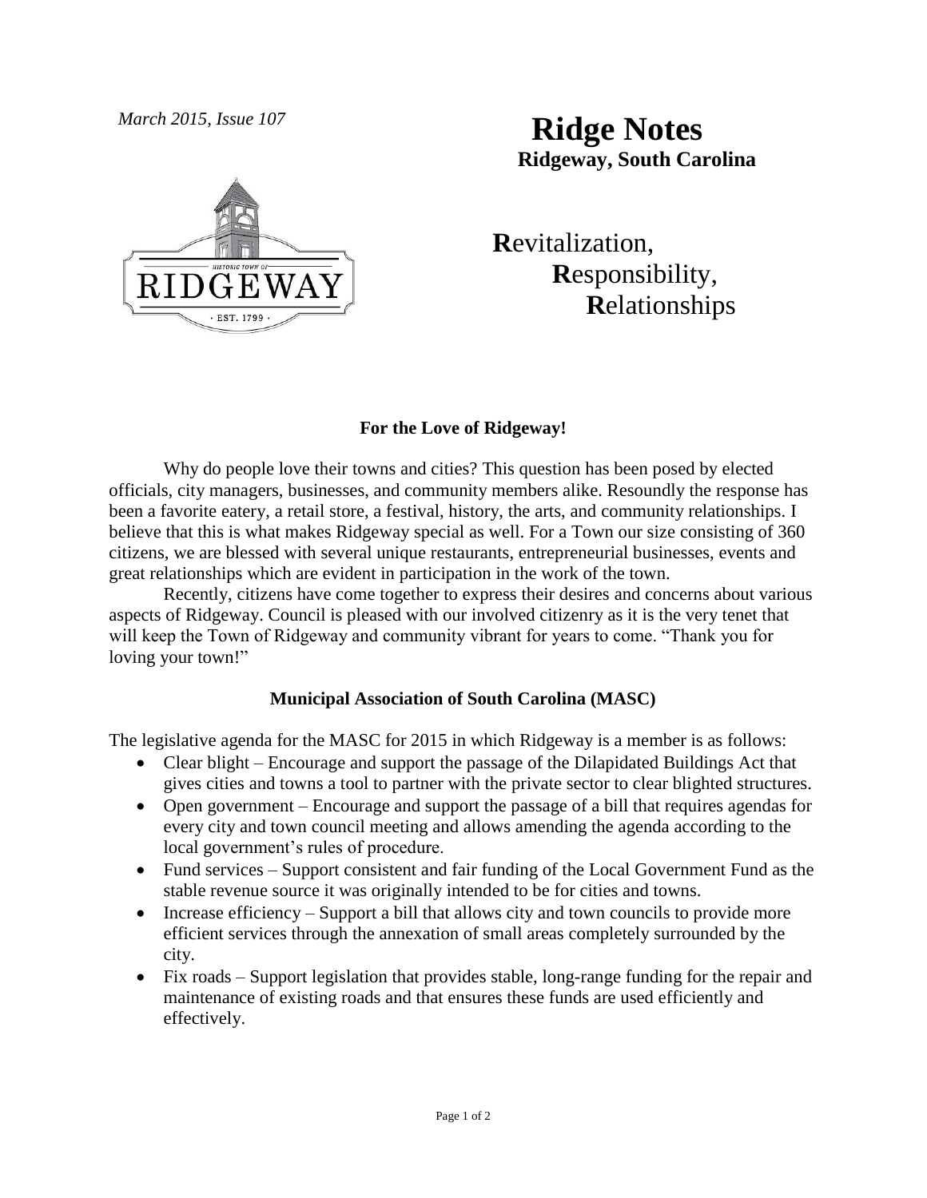*March 2015, Issue 107*

# Ridge Notes

**Ridgeway, South Carolina**

**R**evitalization,
**R**esponsibility,
**R**elationships

## For the Love of Ridgeway!

Why do people love their towns and cities? This question has been posed by elected officials, city managers, businesses, and community members alike. Resoundly the response has been a favorite eatery, a retail store, a festival, history, the arts, and community relationships. I believe that this is what makes Ridgeway special as well. For a Town our size consisting of 360 citizens, we are blessed with several unique restaurants, entrepreneurial businesses, events and great relationships which are evident in participation in the work of the town.

Recently, citizens have come together to express their desires and concerns about various aspects of Ridgeway. Council is pleased with our involved citizenry as it is the very tenet that will keep the Town of Ridgeway and community vibrant for years to come. "Thank you for loving your town!"

## Municipal Association of South Carolina (MASC)

The legislative agenda for the MASC for 2015 in which Ridgeway is a member is as follows:

- Clear blight – Encourage and support the passage of the Dilapidated Buildings Act that gives cities and towns a tool to partner with the private sector to clear blighted structures.
- Open government – Encourage and support the passage of a bill that requires agendas for every city and town council meeting and allows amending the agenda according to the local government's rules of procedure.
- Fund services – Support consistent and fair funding of the Local Government Fund as the stable revenue source it was originally intended to be for cities and towns.
- Increase efficiency – Support a bill that allows city and town councils to provide more efficient services through the annexation of small areas completely surrounded by the city.
- Fix roads – Support legislation that provides stable, long-range funding for the repair and maintenance of existing roads and that ensures these funds are used efficiently and effectively.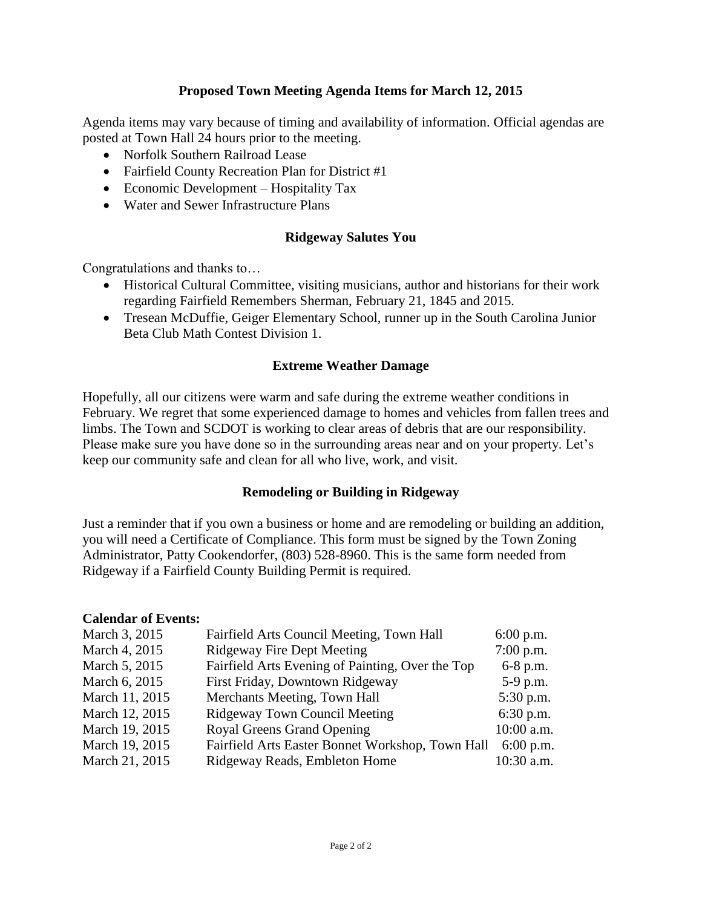## Proposed Town Meeting Agenda Items for March 12, 2015

Agenda items may vary because of timing and availability of information. Official agendas are posted at Town Hall 24 hours prior to the meeting.

- Norfolk Southern Railroad Lease
- Fairfield County Recreation Plan for District #1
- Economic Development – Hospitality Tax
- Water and Sewer Infrastructure Plans

## Ridgeway Salutes You

Congratulations and thanks to…

- Historical Cultural Committee, visiting musicians, author and historians for their work regarding Fairfield Remembers Sherman, February 21, 1845 and 2015.
- Tresean McDuffie, Geiger Elementary School, runner up in the South Carolina Junior Beta Club Math Contest Division 1.

## Extreme Weather Damage

Hopefully, all our citizens were warm and safe during the extreme weather conditions in February. We regret that some experienced damage to homes and vehicles from fallen trees and limbs. The Town and SCDOT is working to clear areas of debris that are our responsibility. Please make sure you have done so in the surrounding areas near and on your property. Let's keep our community safe and clean for all who live, work, and visit.

## Remodeling or Building in Ridgeway

Just a reminder that if you own a business or home and are remodeling or building an addition, you will need a Certificate of Compliance. This form must be signed by the Town Zoning Administrator, Patty Cookendorfer, (803) 528-8960. This is the same form needed from Ridgeway if a Fairfield County Building Permit is required.

**Calendar of Events:**

| | | |
|---|---|---|
| March 3, 2015 | Fairfield Arts Council Meeting, Town Hall | 6:00 p.m. |
| March 4, 2015 | Ridgeway Fire Dept Meeting | 7:00 p.m. |
| March 5, 2015 | Fairfield Arts Evening of Painting, Over the Top | 6-8 p.m. |
| March 6, 2015 | First Friday, Downtown Ridgeway | 5-9 p.m. |
| March 11, 2015 | Merchants Meeting, Town Hall | 5:30 p.m. |
| March 12, 2015 | Ridgeway Town Council Meeting | 6:30 p.m. |
| March 19, 2015 | Royal Greens Grand Opening | 10:00 a.m. |
| March 19, 2015 | Fairfield Arts Easter Bonnet Workshop, Town Hall | 6:00 p.m. |
| March 21, 2015 | Ridgeway Reads, Embleton Home | 10:30 a.m. |